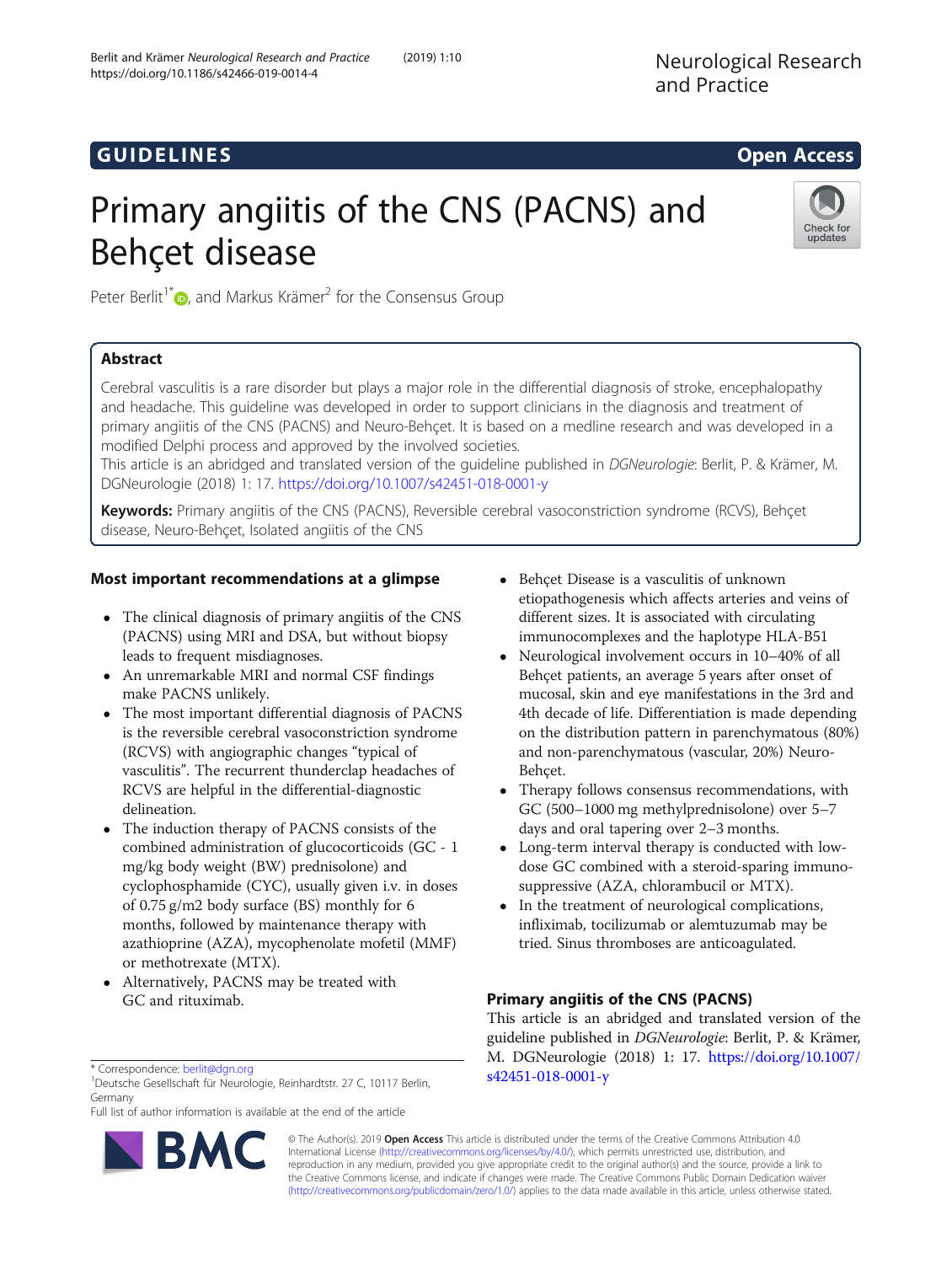GUIDELINES

Open Access

# Primary angiitis of the CNS (PACNS) and Behçet disease

Peter Berlit[1*], and Markus Krämer[2] for the Consensus Group

## Abstract

Cerebral vasculitis is a rare disorder but plays a major role in the differential diagnosis of stroke, encephalopathy and headache. This guideline was developed in order to support clinicians in the diagnosis and treatment of primary angiitis of the CNS (PACNS) and Neuro-Behçet. It is based on a medline research and was developed in a modified Delphi process and approved by the involved societies.

This article is an abridged and translated version of the guideline published in *DGNeurologie*: Berlit, P. & Krämer, M. DGNeurologie (2018) 1: 17. https://doi.org/10.1007/s42451-018-0001-y

**Keywords:** Primary angiitis of the CNS (PACNS), Reversible cerebral vasoconstriction syndrome (RCVS), Behçet disease, Neuro-Behçet, Isolated angiitis of the CNS

## Most important recommendations at a glimpse

- The clinical diagnosis of primary angiitis of the CNS (PACNS) using MRI and DSA, but without biopsy leads to frequent misdiagnoses.
- An unremarkable MRI and normal CSF findings make PACNS unlikely.
- The most important differential diagnosis of PACNS is the reversible cerebral vasoconstriction syndrome (RCVS) with angiographic changes "typical of vasculitis". The recurrent thunderclap headaches of RCVS are helpful in the differential-diagnostic delineation.
- The induction therapy of PACNS consists of the combined administration of glucocorticoids (GC - 1 mg/kg body weight (BW) prednisolone) and cyclophosphamide (CYC), usually given i.v. in doses of 0.75 g/m2 body surface (BS) monthly for 6 months, followed by maintenance therapy with azathioprine (AZA), mycophenolate mofetil (MMF) or methotrexate (MTX).
- Alternatively, PACNS may be treated with GC and rituximab.
- Behçet Disease is a vasculitis of unknown etiopathogenesis which affects arteries and veins of different sizes. It is associated with circulating immunocomplexes and the haplotype HLA-B51
- Neurological involvement occurs in 10–40% of all Behçet patients, an average 5 years after onset of mucosal, skin and eye manifestations in the 3rd and 4th decade of life. Differentiation is made depending on the distribution pattern in parenchymatous (80%) and non-parenchymatous (vascular, 20%) Neuro-Behçet.
- Therapy follows consensus recommendations, with GC (500–1000 mg methylprednisolone) over 5–7 days and oral tapering over 2–3 months.
- Long-term interval therapy is conducted with low-dose GC combined with a steroid-sparing immuno-suppressive (AZA, chlorambucil or MTX).
- In the treatment of neurological complications, infliximab, tocilizumab or alemtuzumab may be tried. Sinus thromboses are anticoagulated.

## Primary angiitis of the CNS (PACNS)

This article is an abridged and translated version of the guideline published in *DGNeurologie*: Berlit, P. & Krämer, M. DGNeurologie (2018) 1: 17. https://doi.org/10.1007/s42451-018-0001-y

* Correspondence: berlit@dgn.org
[1]Deutsche Gesellschaft für Neurologie, Reinhardtstr. 27 C, 10117 Berlin, Germany
Full list of author information is available at the end of the article

© The Author(s). 2019 **Open Access** This article is distributed under the terms of the Creative Commons Attribution 4.0 International License (http://creativecommons.org/licenses/by/4.0/), which permits unrestricted use, distribution, and reproduction in any medium, provided you give appropriate credit to the original author(s) and the source, provide a link to the Creative Commons license, and indicate if changes were made. The Creative Commons Public Domain Dedication waiver (http://creativecommons.org/publicdomain/zero/1.0/) applies to the data made available in this article, unless otherwise stated.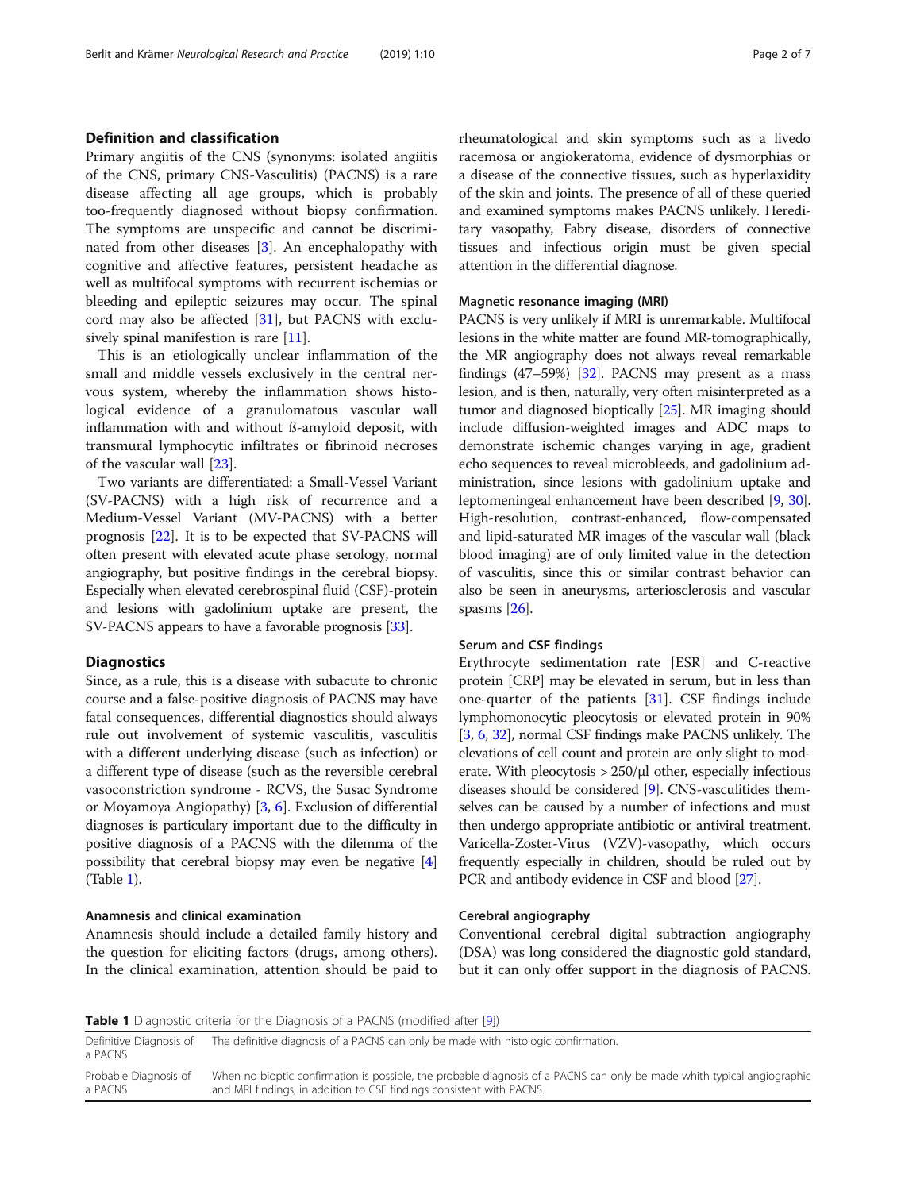## Definition and classification

Primary angiitis of the CNS (synonyms: isolated angiitis of the CNS, primary CNS-Vasculitis) (PACNS) is a rare disease affecting all age groups, which is probably too-frequently diagnosed without biopsy confirmation. The symptoms are unspecific and cannot be discriminated from other diseases [3]. An encephalopathy with cognitive and affective features, persistent headache as well as multifocal symptoms with recurrent ischemias or bleeding and epileptic seizures may occur. The spinal cord may also be affected [31], but PACNS with exclusively spinal manifestation is rare [11].

This is an etiologically unclear inflammation of the small and middle vessels exclusively in the central nervous system, whereby the inflammation shows histological evidence of a granulomatous vascular wall inflammation with and without ß-amyloid deposit, with transmural lymphocytic infiltrates or fibrinoid necroses of the vascular wall [23].

Two variants are differentiated: a Small-Vessel Variant (SV-PACNS) with a high risk of recurrence and a Medium-Vessel Variant (MV-PACNS) with a better prognosis [22]. It is to be expected that SV-PACNS will often present with elevated acute phase serology, normal angiography, but positive findings in the cerebral biopsy. Especially when elevated cerebrospinal fluid (CSF)-protein and lesions with gadolinium uptake are present, the SV-PACNS appears to have a favorable prognosis [33].

## Diagnostics

Since, as a rule, this is a disease with subacute to chronic course and a false-positive diagnosis of PACNS may have fatal consequences, differential diagnostics should always rule out involvement of systemic vasculitis, vasculitis with a different underlying disease (such as infection) or a different type of disease (such as the reversible cerebral vasoconstriction syndrome - RCVS, the Susac Syndrome or Moyamoya Angiopathy) [3, 6]. Exclusion of differential diagnoses is particulary important due to the difficulty in positive diagnosis of a PACNS with the dilemma of the possibility that cerebral biopsy may even be negative [4] (Table 1).

### Anamnesis and clinical examination

Anamnesis should include a detailed family history and the question for eliciting factors (drugs, among others). In the clinical examination, attention should be paid to rheumatological and skin symptoms such as a livedo racemosa or angiokeratoma, evidence of dysmorphias or a disease of the connective tissues, such as hyperlaxidity of the skin and joints. The presence of all of these queried and examined symptoms makes PACNS unlikely. Hereditary vasopathy, Fabry disease, disorders of connective tissues and infectious origin must be given special attention in the differential diagnose.

### Magnetic resonance imaging (MRI)

PACNS is very unlikely if MRI is unremarkable. Multifocal lesions in the white matter are found MR-tomographically, the MR angiography does not always reveal remarkable findings (47–59%) [32]. PACNS may present as a mass lesion, and is then, naturally, very often misinterpreted as a tumor and diagnosed bioptically [25]. MR imaging should include diffusion-weighted images and ADC maps to demonstrate ischemic changes varying in age, gradient echo sequences to reveal microbleeds, and gadolinium administration, since lesions with gadolinium uptake and leptomeningeal enhancement have been described [9, 30]. High-resolution, contrast-enhanced, flow-compensated and lipid-saturated MR images of the vascular wall (black blood imaging) are of only limited value in the detection of vasculitis, since this or similar contrast behavior can also be seen in aneurysms, arteriosclerosis and vascular spasms [26].

### Serum and CSF findings

Erythrocyte sedimentation rate [ESR] and C-reactive protein [CRP] may be elevated in serum, but in less than one-quarter of the patients [31]. CSF findings include lymphomonocytic pleocytosis or elevated protein in 90% [3, 6, 32], normal CSF findings make PACNS unlikely. The elevations of cell count and protein are only slight to moderate. With pleocytosis > 250/µl other, especially infectious diseases should be considered [9]. CNS-vasculitides themselves can be caused by a number of infections and must then undergo appropriate antibiotic or antiviral treatment. Varicella-Zoster-Virus (VZV)-vasopathy, which occurs frequently especially in children, should be ruled out by PCR and antibody evidence in CSF and blood [27].

### Cerebral angiography

Conventional cerebral digital subtraction angiography (DSA) was long considered the diagnostic gold standard, but it can only offer support in the diagnosis of PACNS.

**Table 1** Diagnostic criteria for the Diagnosis of a PACNS (modified after [9])

| | |
|---|---|
| Definitive Diagnosis of a PACNS | The definitive diagnosis of a PACNS can only be made with histologic confirmation. |
| Probable Diagnosis of a PACNS | When no bioptic confirmation is possible, the probable diagnosis of a PACNS can only be made whith typical angiographic and MRI findings, in addition to CSF findings consistent with PACNS. |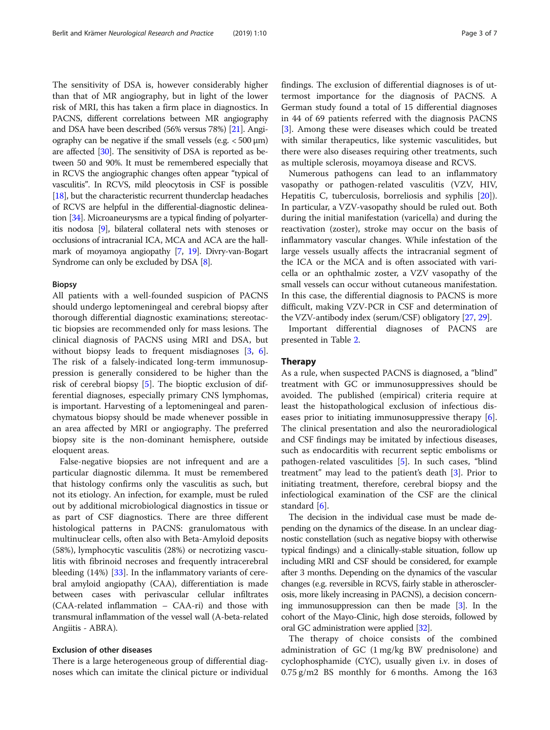The sensitivity of DSA is, however considerably higher than that of MR angiography, but in light of the lower risk of MRI, this has taken a firm place in diagnostics. In PACNS, different correlations between MR angiography and DSA have been described (56% versus 78%) [21]. Angiography can be negative if the small vessels (e.g. < 500 μm) are affected [30]. The sensitivity of DSA is reported as between 50 and 90%. It must be remembered especially that in RCVS the angiographic changes often appear "typical of vasculitis". In RCVS, mild pleocytosis in CSF is possible [18], but the characteristic recurrent thunderclap headaches of RCVS are helpful in the differential-diagnostic delineation [34]. Microaneurysms are a typical finding of polyarteritis nodosa [9], bilateral collateral nets with stenoses or occlusions of intracranial ICA, MCA and ACA are the hallmark of moyamoya angiopathy [7, 19]. Divry-van-Bogart Syndrome can only be excluded by DSA [8].

### Biopsy

All patients with a well-founded suspicion of PACNS should undergo leptomeningeal and cerebral biopsy after thorough differential diagnostic examinations; stereotactic biopsies are recommended only for mass lesions. The clinical diagnosis of PACNS using MRI and DSA, but without biopsy leads to frequent misdiagnoses [3, 6]. The risk of a falsely-indicated long-term immunosuppression is generally considered to be higher than the risk of cerebral biopsy [5]. The bioptic exclusion of differential diagnoses, especially primary CNS lymphomas, is important. Harvesting of a leptomeningeal and parenchymatous biopsy should be made whenever possible in an area affected by MRI or angiography. The preferred biopsy site is the non-dominant hemisphere, outside eloquent areas.

False-negative biopsies are not infrequent and are a particular diagnostic dilemma. It must be remembered that histology confirms only the vasculitis as such, but not its etiology. An infection, for example, must be ruled out by additional microbiological diagnostics in tissue or as part of CSF diagnostics. There are three different histological patterns in PACNS: granulomatous with multinuclear cells, often also with Beta-Amyloid deposits (58%), lymphocytic vasculitis (28%) or necrotizing vasculitis with fibrinoid necroses and frequently intracerebral bleeding (14%) [33]. In the inflammatory variants of cerebral amyloid angiopathy (CAA), differentiation is made between cases with perivascular cellular infiltrates (CAA-related inflammation – CAA-ri) and those with transmural inflammation of the vessel wall (A-beta-related Angiitis - ABRA).

### Exclusion of other diseases

There is a large heterogeneous group of differential diagnoses which can imitate the clinical picture or individual findings. The exclusion of differential diagnoses is of uttermost importance for the diagnosis of PACNS. A German study found a total of 15 differential diagnoses in 44 of 69 patients referred with the diagnosis PACNS [3]. Among these were diseases which could be treated with similar therapeutics, like systemic vasculitides, but there were also diseases requiring other treatments, such as multiple sclerosis, moyamoya disease and RCVS.

Numerous pathogens can lead to an inflammatory vasopathy or pathogen-related vasculitis (VZV, HIV, Hepatitis C, tuberculosis, borreliosis and syphilis [20]). In particular, a VZV-vasopathy should be ruled out. Both during the initial manifestation (varicella) and during the reactivation (zoster), stroke may occur on the basis of inflammatory vascular changes. While infestation of the large vessels usually affects the intracranial segment of the ICA or the MCA and is often associated with varicella or an ophthalmic zoster, a VZV vasopathy of the small vessels can occur without cutaneous manifestation. In this case, the differential diagnosis to PACNS is more difficult, making VZV-PCR in CSF and determination of the VZV-antibody index (serum/CSF) obligatory [27, 29].

Important differential diagnoses of PACNS are presented in Table 2.

## Therapy

As a rule, when suspected PACNS is diagnosed, a "blind" treatment with GC or immunosuppressives should be avoided. The published (empirical) criteria require at least the histopathological exclusion of infectious diseases prior to initiating immunosuppressive therapy [6]. The clinical presentation and also the neuroradiological and CSF findings may be imitated by infectious diseases, such as endocarditis with recurrent septic embolisms or pathogen-related vasculitides [5]. In such cases, "blind treatment" may lead to the patient's death [3]. Prior to initiating treatment, therefore, cerebral biopsy and the infectiological examination of the CSF are the clinical standard [6].

The decision in the individual case must be made depending on the dynamics of the disease. In an unclear diagnostic constellation (such as negative biopsy with otherwise typical findings) and a clinically-stable situation, follow up including MRI and CSF should be considered, for example after 3 months. Depending on the dynamics of the vascular changes (e.g. reversible in RCVS, fairly stable in atherosclerosis, more likely increasing in PACNS), a decision concerning immunosuppression can then be made [3]. In the cohort of the Mayo-Clinic, high dose steroids, followed by oral GC administration were applied [32].

The therapy of choice consists of the combined administration of GC (1 mg/kg BW prednisolone) and cyclophosphamide (CYC), usually given i.v. in doses of 0.75 g/m2 BS monthly for 6 months. Among the 163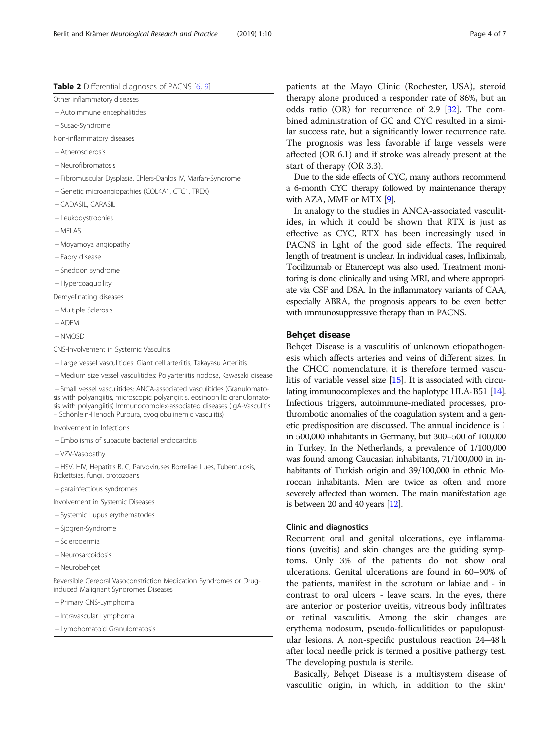**Table 2** Differential diagnoses of PACNS [6, 9]

| |
|---|
| Other inflammatory diseases |
| – Autoimmune encephalitides |
| – Susac-Syndrome |
| Non-inflammatory diseases |
| – Atherosclerosis |
| – Neurofibromatosis |
| – Fibromuscular Dysplasia, Ehlers-Danlos IV, Marfan-Syndrome |
| – Genetic microangiopathies (COL4A1, CTC1, TREX) |
| – CADASIL, CARASIL |
| – Leukodystrophies |
| – MELAS |
| – Moyamoya angiopathy |
| – Fabry disease |
| – Sneddon syndrome |
| – Hypercoagubility |
| Demyelinating diseases |
| – Multiple Sclerosis |
| – ADEM |
| – NMOSD |
| CNS-Involvement in Systemic Vasculitis |
| – Large vessel vasculitides: Giant cell arteriitis, Takayasu Arteriitis |
| – Medium size vessel vasculitides: Polyarteriitis nodosa, Kawasaki disease |
| – Small vessel vasculitides: ANCA-associated vasculitides (Granulomatosis with polyangiitis, microscopic polyangiitis, eosinophilic granulomatosis with polyangiitis) Immunocomplex-associated diseases (IgA-Vasculitis – Schönlein-Henoch Purpura, cyoglobulinemic vasculitis) |
| Involvement in Infections |
| – Embolisms of subacute bacterial endocarditis |
| – VZV-Vasopathy |
| – HSV, HIV, Hepatitis B, C, Parvoviruses Borreliae Lues, Tuberculosis, Rickettsias, fungi, protozoans |
| – parainfectious syndromes |
| Involvement in Systemic Diseases |
| – Systemic Lupus erythematodes |
| – Sjögren-Syndrome |
| – Sclerodermia |
| – Neurosarcoidosis |
| – Neurobehçet |
| Reversible Cerebral Vasoconstriction Medication Syndromes or Drug-induced Malignant Syndromes Diseases |
| – Primary CNS-Lymphoma |
| – Intravascular Lymphoma |
| – Lymphomatoid Granulomatosis |

patients at the Mayo Clinic (Rochester, USA), steroid therapy alone produced a responder rate of 86%, but an odds ratio (OR) for recurrence of 2.9 [32]. The combined administration of GC and CYC resulted in a similar success rate, but a significantly lower recurrence rate. The prognosis was less favorable if large vessels were affected (OR 6.1) and if stroke was already present at the start of therapy (OR 3.3).

Due to the side effects of CYC, many authors recommend a 6-month CYC therapy followed by maintenance therapy with AZA, MMF or MTX [9].

In analogy to the studies in ANCA-associated vasculitides, in which it could be shown that RTX is just as effective as CYC, RTX has been increasingly used in PACNS in light of the good side effects. The required length of treatment is unclear. In individual cases, Infliximab, Tocilizumab or Etanercept was also used. Treatment monitoring is done clinically and using MRI, and where appropriate via CSF and DSA. In the inflammatory variants of CAA, especially ABRA, the prognosis appears to be even better with immunosuppressive therapy than in PACNS.

## Behçet disease

Behçet Disease is a vasculitis of unknown etiopathogenesis which affects arteries and veins of different sizes. In the CHCC nomenclature, it is therefore termed vasculitis of variable vessel size [15]. It is associated with circulating immunocomplexes and the haplotype HLA-B51 [14]. Infectious triggers, autoimmune-mediated processes, prothrombotic anomalies of the coagulation system and a genetic predisposition are discussed. The annual incidence is 1 in 500,000 inhabitants in Germany, but 300–500 of 100,000 in Turkey. In the Netherlands, a prevalence of 1/100,000 was found among Caucasian inhabitants, 71/100,000 in inhabitants of Turkish origin and 39/100,000 in ethnic Moroccan inhabitants. Men are twice as often and more severely affected than women. The main manifestation age is between 20 and 40 years [12].

### Clinic and diagnostics

Recurrent oral and genital ulcerations, eye inflammations (uveitis) and skin changes are the guiding symptoms. Only 3% of the patients do not show oral ulcerations. Genital ulcerations are found in 60–90% of the patients, manifest in the scrotum or labiae and - in contrast to oral ulcers - leave scars. In the eyes, there are anterior or posterior uveitis, vitreous body infiltrates or retinal vasculitis. Among the skin changes are erythema nodosum, pseudo-folliculitides or papulopustular lesions. A non-specific pustulous reaction 24–48 h after local needle prick is termed a positive pathergy test. The developing pustula is sterile.

Basically, Behçet Disease is a multisystem disease of vasculitic origin, in which, in addition to the skin/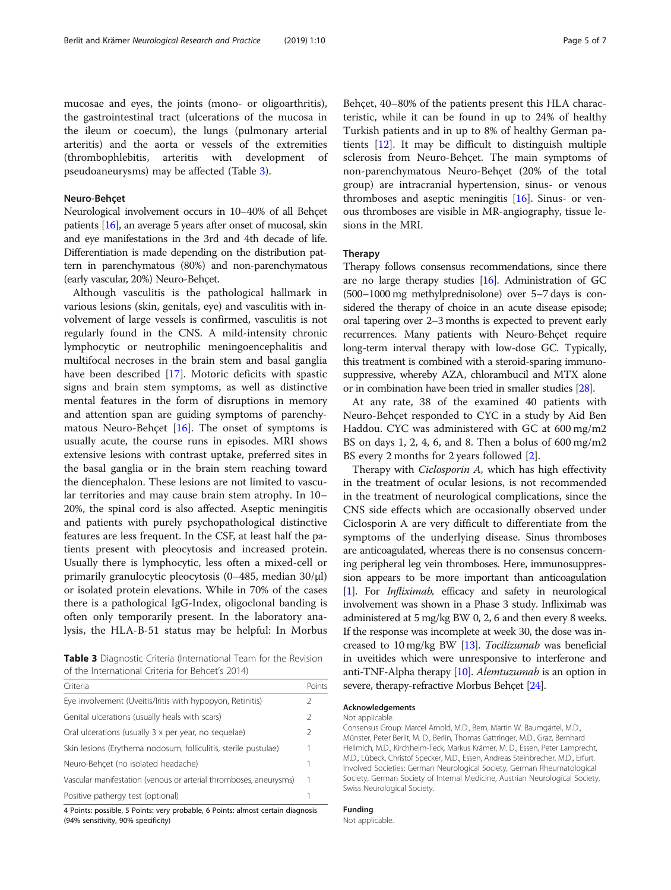mucosae and eyes, the joints (mono- or oligoarthritis), the gastrointestinal tract (ulcerations of the mucosa in the ileum or coecum), the lungs (pulmonary arterial arteritis) and the aorta or vessels of the extremities (thrombophlebitis, arteritis with development of pseudoaneurysms) may be affected (Table 3).

### Neuro-Behçet

Neurological involvement occurs in 10–40% of all Behçet patients [16], an average 5 years after onset of mucosal, skin and eye manifestations in the 3rd and 4th decade of life. Differentiation is made depending on the distribution pattern in parenchymatous (80%) and non-parenchymatous (early vascular, 20%) Neuro-Behçet.

Although vasculitis is the pathological hallmark in various lesions (skin, genitals, eye) and vasculitis with involvement of large vessels is confirmed, vasculitis is not regularly found in the CNS. A mild-intensity chronic lymphocytic or neutrophilic meningoencephalitis and multifocal necroses in the brain stem and basal ganglia have been described [17]. Motoric deficits with spastic signs and brain stem symptoms, as well as distinctive mental features in the form of disruptions in memory and attention span are guiding symptoms of parenchymatous Neuro-Behçet [16]. The onset of symptoms is usually acute, the course runs in episodes. MRI shows extensive lesions with contrast uptake, preferred sites in the basal ganglia or in the brain stem reaching toward the diencephalon. These lesions are not limited to vascular territories and may cause brain stem atrophy. In 10–20%, the spinal cord is also affected. Aseptic meningitis and patients with purely psychopathological distinctive features are less frequent. In the CSF, at least half the patients present with pleocytosis and increased protein. Usually there is lymphocytic, less often a mixed-cell or primarily granulocytic pleocytosis (0–485, median 30/μl) or isolated protein elevations. While in 70% of the cases there is a pathological IgG-Index, oligoclonal banding is often only temporarily present. In the laboratory analysis, the HLA-B-51 status may be helpful: In Morbus Behçet, 40–80% of the patients present this HLA characteristic, while it can be found in up to 24% of healthy Turkish patients and in up to 8% of healthy German patients [12]. It may be difficult to distinguish multiple sclerosis from Neuro-Behçet. The main symptoms of non-parenchymatous Neuro-Behçet (20% of the total group) are intracranial hypertension, sinus- or venous thromboses and aseptic meningitis [16]. Sinus- or venous thromboses are visible in MR-angiography, tissue lesions in the MRI.

**Table 3** Diagnostic Criteria (International Team for the Revision of the International Criteria for Behcet's 2014)

| Criteria | Points |
|---|---|
| Eye involvement (Uveitis/Iritis with hypopyon, Retinitis) | 2 |
| Genital ulcerations (usually heals with scars) | 2 |
| Oral ulcerations (usually 3 x per year, no sequelae) | 2 |
| Skin lesions (Erythema nodosum, folliculitis, sterile pustulae) | 1 |
| Neuro-Behçet (no isolated headache) | 1 |
| Vascular manifestation (venous or arterial thromboses, aneurysms) | 1 |
| Positive pathergy test (optional) | 1 |

4 Points: possible, 5 Points: very probable, 6 Points: almost certain diagnosis (94% sensitivity, 90% specificity)

### Therapy

Therapy follows consensus recommendations, since there are no large therapy studies [16]. Administration of GC (500–1000 mg methylprednisolone) over 5–7 days is considered the therapy of choice in an acute disease episode; oral tapering over 2–3 months is expected to prevent early recurrences. Many patients with Neuro-Behçet require long-term interval therapy with low-dose GC. Typically, this treatment is combined with a steroid-sparing immunosuppressive, whereby AZA, chlorambucil and MTX alone or in combination have been tried in smaller studies [28].

At any rate, 38 of the examined 40 patients with Neuro-Behçet responded to CYC in a study by Aid Ben Haddou. CYC was administered with GC at 600 mg/m2 BS on days 1, 2, 4, 6, and 8. Then a bolus of 600 mg/m2 BS every 2 months for 2 years followed [2].

Therapy with *Ciclosporin A*, which has high effectivity in the treatment of ocular lesions, is not recommended in the treatment of neurological complications, since the CNS side effects which are occasionally observed under Ciclosporin A are very difficult to differentiate from the symptoms of the underlying disease. Sinus thromboses are anticoagulated, whereas there is no consensus concerning peripheral leg vein thromboses. Here, immunosuppression appears to be more important than anticoagulation [1]. For *Infliximab*, efficacy and safety in neurological involvement was shown in a Phase 3 study. Infliximab was administered at 5 mg/kg BW 0, 2, 6 and then every 8 weeks. If the response was incomplete at week 30, the dose was increased to 10 mg/kg BW [13]. *Tocilizumab* was beneficial in uveitides which were unresponsive to interferone and anti-TNF-Alpha therapy [10]. *Alemtuzumab* is an option in severe, therapy-refractive Morbus Behçet [24].

#### Acknowledgements

Not applicable.

Consensus Group: Marcel Arnold, M.D., Bern, Martin W. Baumgärtel, M.D., Münster, Peter Berlit, M. D., Berlin, Thomas Gattringer, M.D., Graz, Bernhard Hellmich, M.D., Kirchheim-Teck, Markus Krämer, M. D., Essen, Peter Lamprecht, M.D., Lübeck, Christof Specker, M.D., Essen, Andreas Steinbrecher, M.D., Erfurt. Involved Societies: German Neurological Society, German Rheumatological Society, German Society of Internal Medicine, Austrian Neurological Society, Swiss Neurological Society.

#### Funding

Not applicable.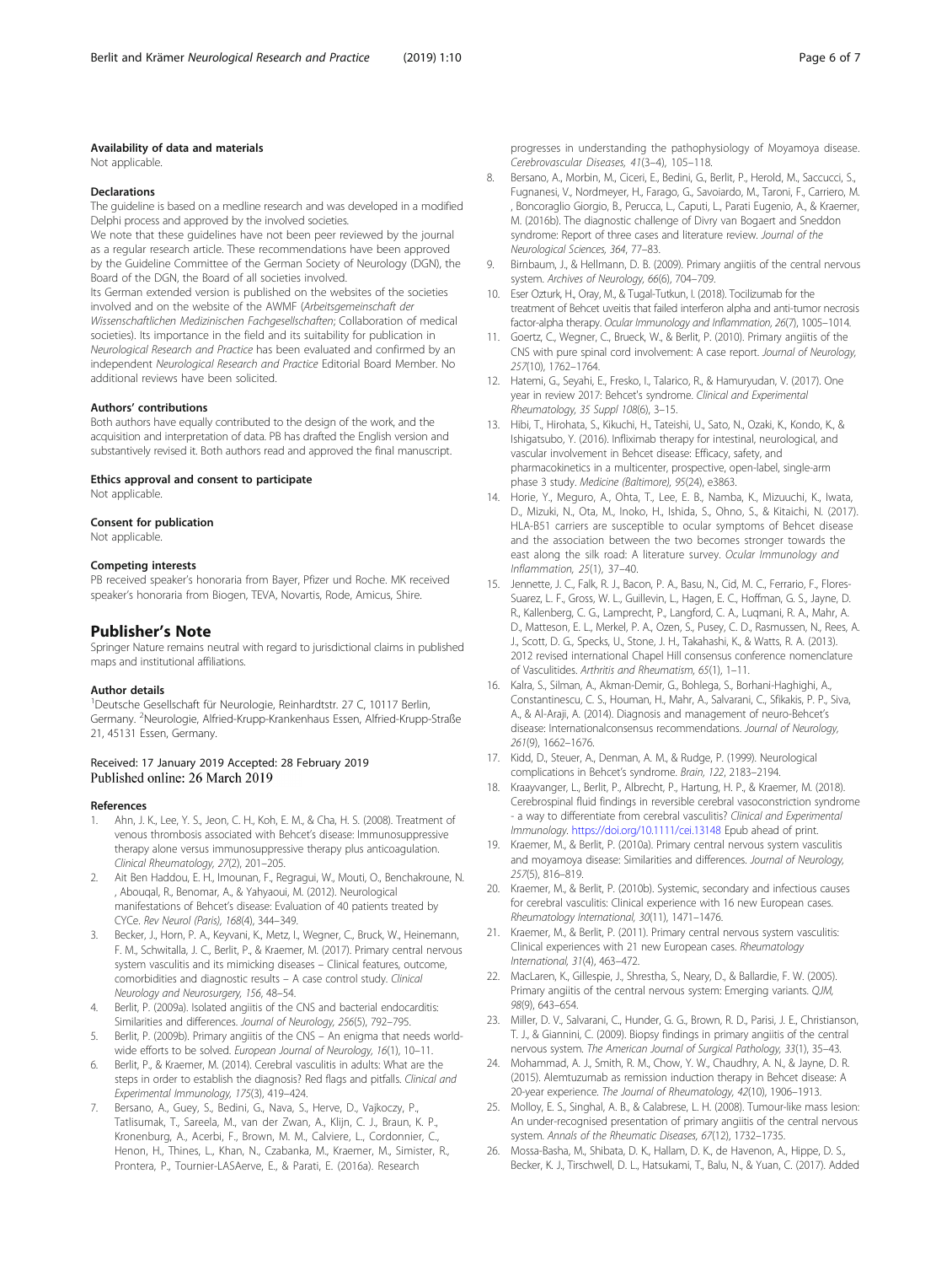#### Availability of data and materials

Not applicable.

#### Declarations

The guideline is based on a medline research and was developed in a modified Delphi process and approved by the involved societies.

We note that these guidelines have not been peer reviewed by the journal as a regular research article. These recommendations have been approved by the Guideline Committee of the German Society of Neurology (DGN), the Board of the DGN, the Board of all societies involved.

Its German extended version is published on the websites of the societies involved and on the website of the AWMF (*Arbeitsgemeinschaft der Wissenschaftlichen Medizinischen Fachgesellschaften*; Collaboration of medical societies). Its importance in the field and its suitability for publication in *Neurological Research and Practice* has been evaluated and confirmed by an independent *Neurological Research and Practice* Editorial Board Member. No additional reviews have been solicited.

#### Authors' contributions

Both authors have equally contributed to the design of the work, and the acquisition and interpretation of data. PB has drafted the English version and substantively revised it. Both authors read and approved the final manuscript.

#### Ethics approval and consent to participate

Not applicable.

#### Consent for publication

Not applicable.

#### Competing interests

PB received speaker's honoraria from Bayer, Pfizer und Roche. MK received speaker's honoraria from Biogen, TEVA, Novartis, Rode, Amicus, Shire.

## Publisher's Note

Springer Nature remains neutral with regard to jurisdictional claims in published maps and institutional affiliations.

#### Author details

[1]Deutsche Gesellschaft für Neurologie, Reinhardtstr. 27 C, 10117 Berlin, Germany. [2]Neurologie, Alfried-Krupp-Krankenhaus Essen, Alfried-Krupp-Straße 21, 45131 Essen, Germany.

Received: 17 January 2019 Accepted: 28 February 2019
Published online: 26 March 2019

#### References

1. Ahn, J. K., Lee, Y. S., Jeon, C. H., Koh, E. M., & Cha, H. S. (2008). Treatment of venous thrombosis associated with Behcet's disease: Immunosuppressive therapy alone versus immunosuppressive therapy plus anticoagulation. *Clinical Rheumatology, 27*(2), 201–205.
2. Ait Ben Haddou, E. H., Imounan, F., Regragui, W., Mouti, O., Benchakroune, N. , Abouqal, R., Benomar, A., & Yahyaoui, M. (2012). Neurological manifestations of Behcet's disease: Evaluation of 40 patients treated by CYCe. *Rev Neurol (Paris), 168*(4), 344–349.
3. Becker, J., Horn, P. A., Keyvani, K., Metz, I., Wegner, C., Bruck, W., Heinemann, F. M., Schwitalla, J. C., Berlit, P., & Kraemer, M. (2017). Primary central nervous system vasculitis and its mimicking diseases – Clinical features, outcome, comorbidities and diagnostic results – A case control study. *Clinical Neurology and Neurosurgery, 156*, 48–54.
4. Berlit, P. (2009a). Isolated angiitis of the CNS and bacterial endocarditis: Similarities and differences. *Journal of Neurology, 256*(5), 792–795.
5. Berlit, P. (2009b). Primary angiitis of the CNS – An enigma that needs world-wide efforts to be solved. *European Journal of Neurology, 16*(1), 10–11.
6. Berlit, P., & Kraemer, M. (2014). Cerebral vasculitis in adults: What are the steps in order to establish the diagnosis? Red flags and pitfalls. *Clinical and Experimental Immunology, 175*(3), 419–424.
7. Bersano, A., Guey, S., Bedini, G., Nava, S., Herve, D., Vajkoczy, P., Tatlisumak, T., Sareela, M., van der Zwan, A., Klijn, C. J., Braun, K. P., Kronenburg, A., Acerbi, F., Brown, M. M., Calviere, L., Cordonnier, C., Henon, H., Thines, L., Khan, N., Czabanka, M., Kraemer, M., Simister, R., Prontera, P., Tournier-LASAerve, E., & Parati, E. (2016a). Research progresses in understanding the pathophysiology of Moyamoya disease. *Cerebrovascular Diseases, 41*(3–4), 105–118.
8. Bersano, A., Morbin, M., Ciceri, E., Bedini, G., Berlit, P., Herold, M., Saccucci, S., Fugnanesi, V., Nordmeyer, H., Farago, G., Savoiardo, M., Taroni, F., Carriero, M. , Boncoraglio Giorgio, B., Perucca, L., Caputi, L., Parati Eugenio, A., & Kraemer, M. (2016b). The diagnostic challenge of Divry van Bogaert and Sneddon syndrome: Report of three cases and literature review. *Journal of the Neurological Sciences, 364*, 77–83.
9. Birnbaum, J., & Hellmann, D. B. (2009). Primary angiitis of the central nervous system. *Archives of Neurology, 66*(6), 704–709.
10. Eser Ozturk, H., Oray, M., & Tugal-Tutkun, I. (2018). Tocilizumab for the treatment of Behcet uveitis that failed interferon alpha and anti-tumor necrosis factor-alpha therapy. *Ocular Immunology and Inflammation, 26*(7), 1005–1014.
11. Goertz, C., Wegner, C., Brueck, W., & Berlit, P. (2010). Primary angiitis of the CNS with pure spinal cord involvement: A case report. *Journal of Neurology, 257*(10), 1762–1764.
12. Hatemi, G., Seyahi, E., Fresko, I., Talarico, R., & Hamuryudan, V. (2017). One year in review 2017: Behcet's syndrome. *Clinical and Experimental Rheumatology, 35 Suppl 108*(6), 3–15.
13. Hibi, T., Hirohata, S., Kikuchi, H., Tateishi, U., Sato, N., Ozaki, K., Kondo, K., & Ishigatsubo, Y. (2016). Infliximab therapy for intestinal, neurological, and vascular involvement in Behcet disease: Efficacy, safety, and pharmacokinetics in a multicenter, prospective, open-label, single-arm phase 3 study. *Medicine (Baltimore), 95*(24), e3863.
14. Horie, Y., Meguro, A., Ohta, T., Lee, E. B., Namba, K., Mizuuchi, K., Iwata, D., Mizuki, N., Ota, M., Inoko, H., Ishida, S., Ohno, S., & Kitaichi, N. (2017). HLA-B51 carriers are susceptible to ocular symptoms of Behcet disease and the association between the two becomes stronger towards the east along the silk road: A literature survey. *Ocular Immunology and Inflammation, 25*(1), 37–40.
15. Jennette, J. C., Falk, R. J., Bacon, P. A., Basu, N., Cid, M. C., Ferrario, F., Flores-Suarez, L. F., Gross, W. L., Guillevin, L., Hagen, E. C., Hoffman, G. S., Jayne, D. R., Kallenberg, C. G., Lamprecht, P., Langford, C. A., Luqmani, R. A., Mahr, A. D., Matteson, E. L., Merkel, P. A., Ozen, S., Pusey, C. D., Rasmussen, N., Rees, A. J., Scott, D. G., Specks, U., Stone, J. H., Takahashi, K., & Watts, R. A. (2013). 2012 revised international Chapel Hill consensus conference nomenclature of Vasculitides. *Arthritis and Rheumatism, 65*(1), 1–11.
16. Kalra, S., Silman, A., Akman-Demir, G., Bohlega, S., Borhani-Haghighi, A., Constantinescu, C. S., Houman, H., Mahr, A., Salvarani, C., Sfikakis, P. P., Siva, A., & Al-Araji, A. (2014). Diagnosis and management of neuro-Behcet's disease: Internationalconsensus recommendations. *Journal of Neurology, 261*(9), 1662–1676.
17. Kidd, D., Steuer, A., Denman, A. M., & Rudge, P. (1999). Neurological complications in Behcet's syndrome. *Brain, 122*, 2183–2194.
18. Kraayvanger, L., Berlit, P., Albrecht, P., Hartung, H. P., & Kraemer, M. (2018). Cerebrospinal fluid findings in reversible cerebral vasoconstriction syndrome - a way to differentiate from cerebral vasculitis? *Clinical and Experimental Immunology*. https://doi.org/10.1111/cei.13148 Epub ahead of print.
19. Kraemer, M., & Berlit, P. (2010a). Primary central nervous system vasculitis and moyamoya disease: Similarities and differences. *Journal of Neurology, 257*(5), 816–819.
20. Kraemer, M., & Berlit, P. (2010b). Systemic, secondary and infectious causes for cerebral vasculitis: Clinical experience with 16 new European cases. *Rheumatology International, 30*(11), 1471–1476.
21. Kraemer, M., & Berlit, P. (2011). Primary central nervous system vasculitis: Clinical experiences with 21 new European cases. *Rheumatology International, 31*(4), 463–472.
22. MacLaren, K., Gillespie, J., Shrestha, S., Neary, D., & Ballardie, F. W. (2005). Primary angiitis of the central nervous system: Emerging variants. *QJM, 98*(9), 643–654.
23. Miller, D. V., Salvarani, C., Hunder, G. G., Brown, R. D., Parisi, J. E., Christianson, T. J., & Giannini, C. (2009). Biopsy findings in primary angiitis of the central nervous system. *The American Journal of Surgical Pathology, 33*(1), 35–43.
24. Mohammad, A. J., Smith, R. M., Chow, Y. W., Chaudhry, A. N., & Jayne, D. R. (2015). Alemtuzumab as remission induction therapy in Behcet disease: A 20-year experience. *The Journal of Rheumatology, 42*(10), 1906–1913.
25. Molloy, E. S., Singhal, A. B., & Calabrese, L. H. (2008). Tumour-like mass lesion: An under-recognised presentation of primary angiitis of the central nervous system. *Annals of the Rheumatic Diseases, 67*(12), 1732–1735.
26. Mossa-Basha, M., Shibata, D. K., Hallam, D. K., de Havenon, A., Hippe, D. S., Becker, K. J., Tirschwell, D. L., Hatsukami, T., Balu, N., & Yuan, C. (2017). Added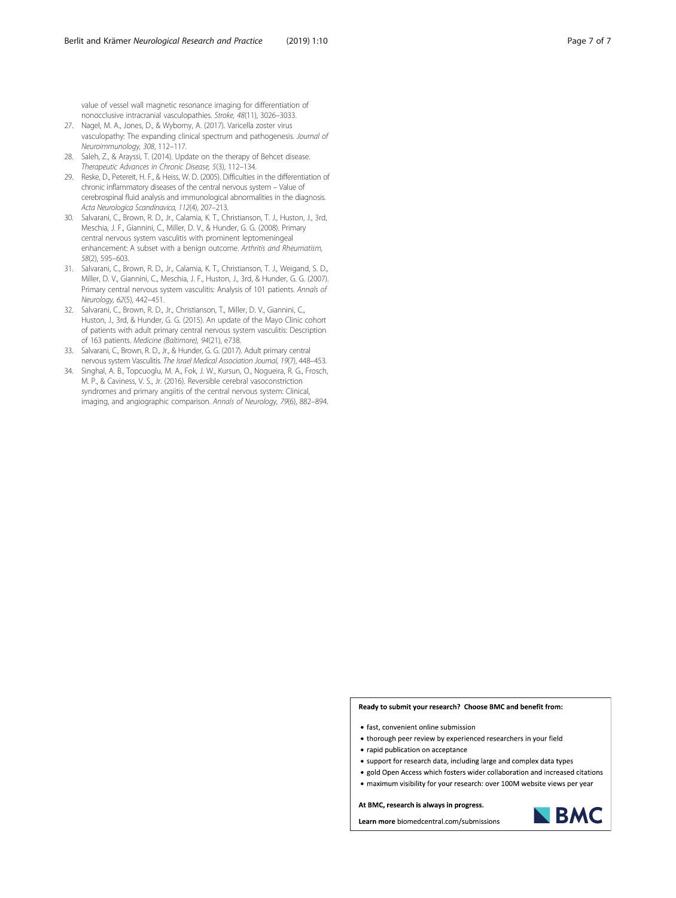value of vessel wall magnetic resonance imaging for differentiation of nonocclusive intracranial vasculopathies. *Stroke, 48*(11), 3026–3033.

27. Nagel, M. A., Jones, D., & Wyborny, A. (2017). Varicella zoster virus vasculopathy: The expanding clinical spectrum and pathogenesis. *Journal of Neuroimmunology, 308*, 112–117.
28. Saleh, Z., & Arayssi, T. (2014). Update on the therapy of Behcet disease. *Therapeutic Advances in Chronic Disease, 5*(3), 112–134.
29. Reske, D., Petereit, H. F., & Heiss, W. D. (2005). Difficulties in the differentiation of chronic inflammatory diseases of the central nervous system – Value of cerebrospinal fluid analysis and immunological abnormalities in the diagnosis. *Acta Neurologica Scandinavica, 112*(4), 207–213.
30. Salvarani, C., Brown, R. D., Jr., Calamia, K. T., Christianson, T. J., Huston, J., 3rd, Meschia, J. F., Giannini, C., Miller, D. V., & Hunder, G. G. (2008). Primary central nervous system vasculitis with prominent leptomeningeal enhancement: A subset with a benign outcome. *Arthritis and Rheumatism, 58*(2), 595–603.
31. Salvarani, C., Brown, R. D., Jr., Calamia, K. T., Christianson, T. J., Weigand, S. D., Miller, D. V., Giannini, C., Meschia, J. F., Huston, J., 3rd, & Hunder, G. G. (2007). Primary central nervous system vasculitis: Analysis of 101 patients. *Annals of Neurology, 62*(5), 442–451.
32. Salvarani, C., Brown, R. D., Jr., Christianson, T., Miller, D. V., Giannini, C., Huston, J., 3rd, & Hunder, G. G. (2015). An update of the Mayo Clinic cohort of patients with adult primary central nervous system vasculitis: Description of 163 patients. *Medicine (Baltimore), 94*(21), e738.
33. Salvarani, C., Brown, R. D., Jr., & Hunder, G. G. (2017). Adult primary central nervous system Vasculitis. *The Israel Medical Association Journal, 19*(7), 448–453.
34. Singhal, A. B., Topcuoglu, M. A., Fok, J. W., Kursun, O., Nogueira, R. G., Frosch, M. P., & Caviness, V. S., Jr. (2016). Reversible cerebral vasoconstriction syndromes and primary angiitis of the central nervous system: Clinical, imaging, and angiographic comparison. *Annals of Neurology, 79*(6), 882–894.

**Ready to submit your research? Choose BMC and benefit from:**

- fast, convenient online submission
- thorough peer review by experienced researchers in your field
- rapid publication on acceptance
- support for research data, including large and complex data types
- gold Open Access which fosters wider collaboration and increased citations
- maximum visibility for your research: over 100M website views per year

**At BMC, research is always in progress.**

**Learn more** biomedcentral.com/submissions

BMC